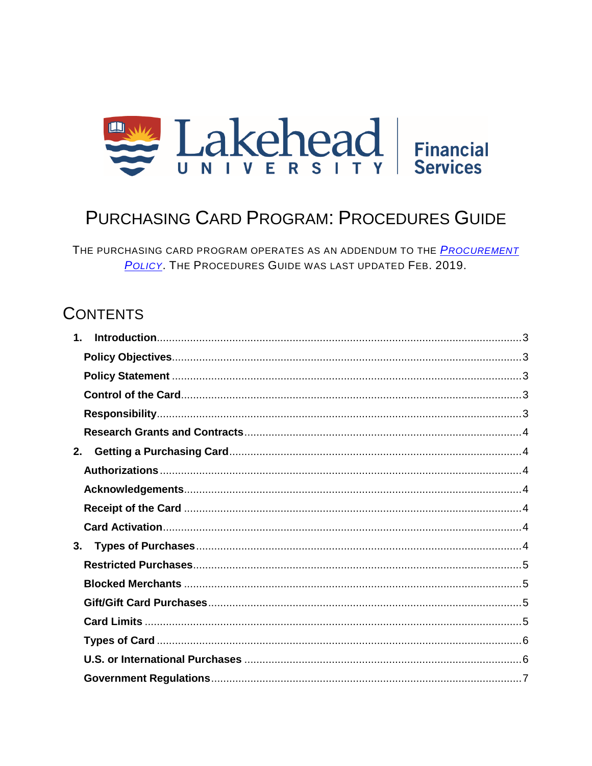Lakehead UNIVERSITY | Financial Services

# PURCHASING CARD PROGRAM: PROCEDURES GUIDE

THE PURCHASING CARD PROGRAM OPERATES AS AN ADDENDUM TO THE *PROCUREMENT POLICY*. THE PROCEDURES GUIDE WAS LAST UPDATED FEB. 2019.

## CONTENTS

**1. Introduction** ..... 3
- **Policy Objectives** ..... 3
- **Policy Statement** ..... 3
- **Control of the Card** ..... 3
- **Responsibility** ..... 3
- **Research Grants and Contracts** ..... 4

**2. Getting a Purchasing Card** ..... 4
- **Authorizations** ..... 4
- **Acknowledgements** ..... 4
- **Receipt of the Card** ..... 4
- **Card Activation** ..... 4

**3. Types of Purchases** ..... 4
- **Restricted Purchases** ..... 5
- **Blocked Merchants** ..... 5
- **Gift/Gift Card Purchases** ..... 5
- **Card Limits** ..... 5
- **Types of Card** ..... 6
- **U.S. or International Purchases** ..... 6
- **Government Regulations** ..... 7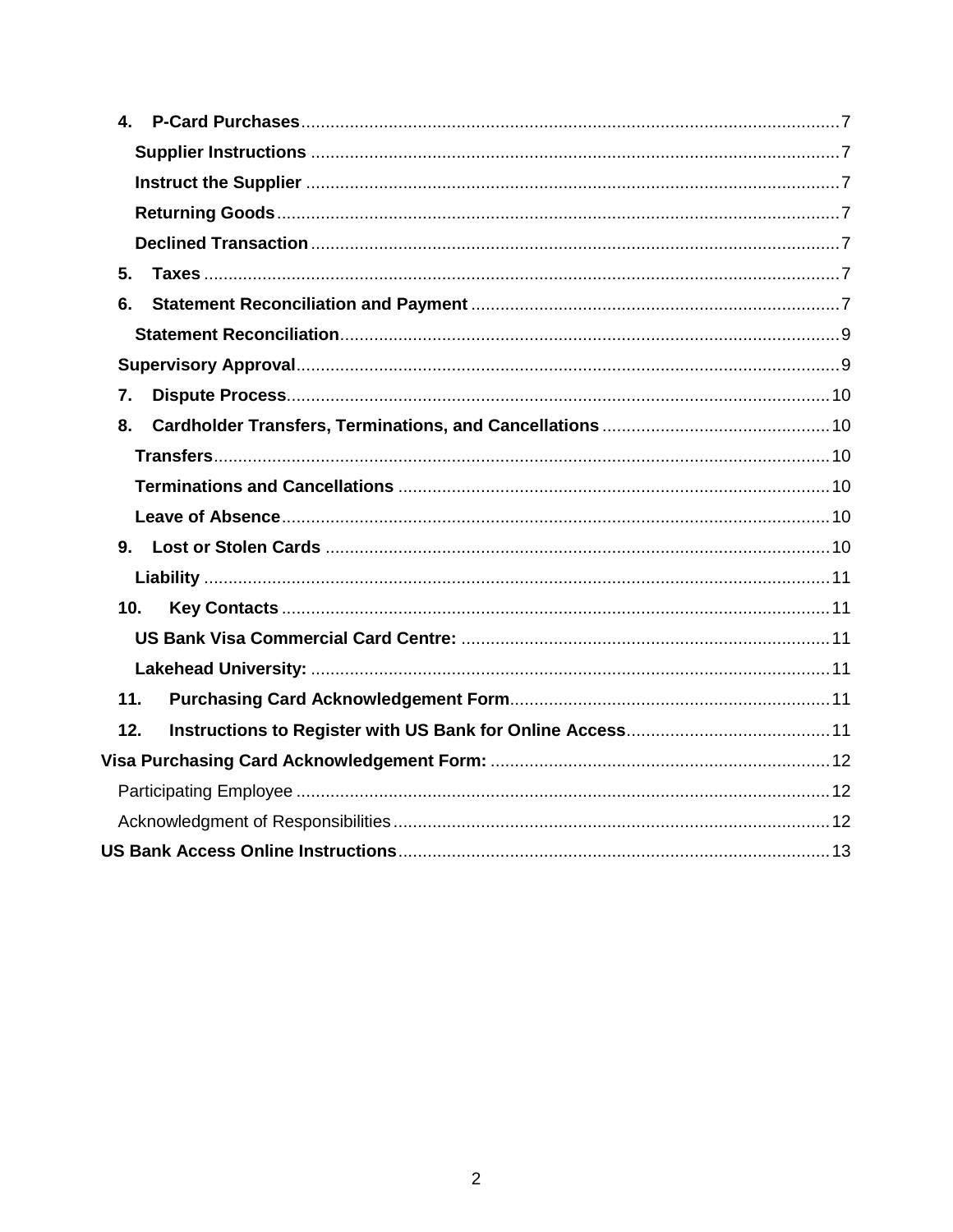- **4. P-Card Purchases** ........ 7
  - **Supplier Instructions** ........ 7
  - **Instruct the Supplier** ........ 7
  - **Returning Goods** ........ 7
  - **Declined Transaction** ........ 7
- **5. Taxes** ........ 7
- **6. Statement Reconciliation and Payment** ........ 7
  - **Statement Reconciliation** ........ 9
- **Supervisory Approval** ........ 9
- **7. Dispute Process** ........ 10
- **8. Cardholder Transfers, Terminations, and Cancellations** ........ 10
  - **Transfers** ........ 10
  - **Terminations and Cancellations** ........ 10
  - **Leave of Absence** ........ 10
- **9. Lost or Stolen Cards** ........ 10
  - **Liability** ........ 11
- **10. Key Contacts** ........ 11
  - **US Bank Visa Commercial Card Centre:** ........ 11
  - **Lakehead University:** ........ 11
- **11. Purchasing Card Acknowledgement Form** ........ 11
- **12. Instructions to Register with US Bank for Online Access** ........ 11

**Visa Purchasing Card Acknowledgement Form:** ........ 12

- Participating Employee ........ 12
- Acknowledgment of Responsibilities ........ 12

**US Bank Access Online Instructions** ........ 13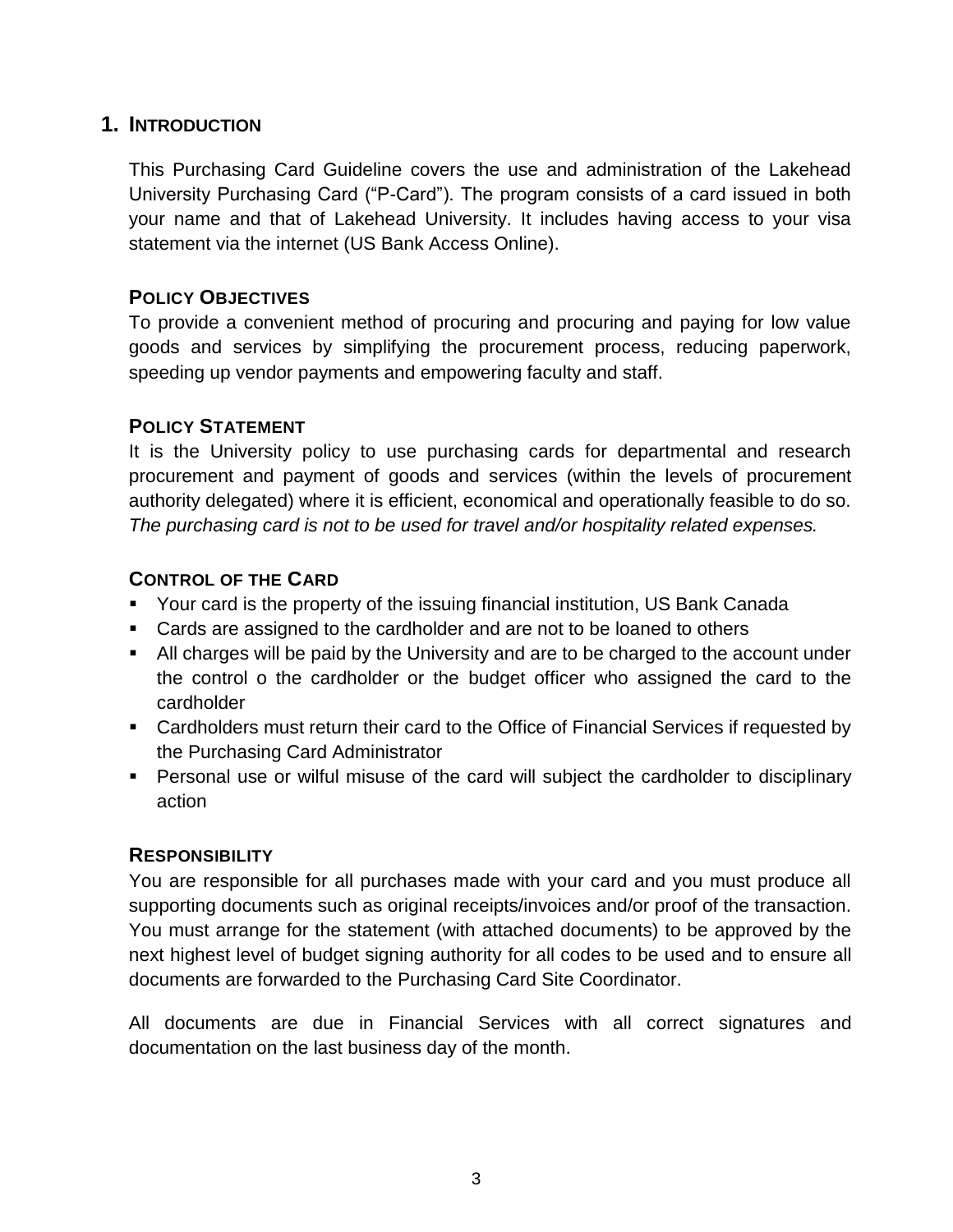## 1. INTRODUCTION

This Purchasing Card Guideline covers the use and administration of the Lakehead University Purchasing Card ("P-Card"). The program consists of a card issued in both your name and that of Lakehead University. It includes having access to your visa statement via the internet (US Bank Access Online).

### POLICY OBJECTIVES

To provide a convenient method of procuring and procuring and paying for low value goods and services by simplifying the procurement process, reducing paperwork, speeding up vendor payments and empowering faculty and staff.

### POLICY STATEMENT

It is the University policy to use purchasing cards for departmental and research procurement and payment of goods and services (within the levels of procurement authority delegated) where it is efficient, economical and operationally feasible to do so. *The purchasing card is not to be used for travel and/or hospitality related expenses.*

### CONTROL OF THE CARD

- Your card is the property of the issuing financial institution, US Bank Canada
- Cards are assigned to the cardholder and are not to be loaned to others
- All charges will be paid by the University and are to be charged to the account under the control o the cardholder or the budget officer who assigned the card to the cardholder
- Cardholders must return their card to the Office of Financial Services if requested by the Purchasing Card Administrator
- Personal use or wilful misuse of the card will subject the cardholder to disciplinary action

### RESPONSIBILITY

You are responsible for all purchases made with your card and you must produce all supporting documents such as original receipts/invoices and/or proof of the transaction. You must arrange for the statement (with attached documents) to be approved by the next highest level of budget signing authority for all codes to be used and to ensure all documents are forwarded to the Purchasing Card Site Coordinator.

All documents are due in Financial Services with all correct signatures and documentation on the last business day of the month.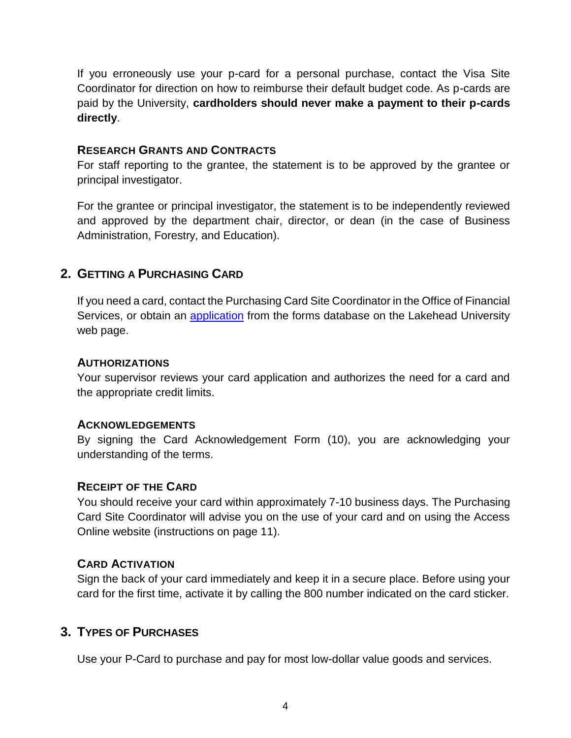If you erroneously use your p-card for a personal purchase, contact the Visa Site Coordinator for direction on how to reimburse their default budget code. As p-cards are paid by the University, **cardholders should never make a payment to their p-cards directly**.

### RESEARCH GRANTS AND CONTRACTS

For staff reporting to the grantee, the statement is to be approved by the grantee or principal investigator.

For the grantee or principal investigator, the statement is to be independently reviewed and approved by the department chair, director, or dean (in the case of Business Administration, Forestry, and Education).

## 2. GETTING A PURCHASING CARD

If you need a card, contact the Purchasing Card Site Coordinator in the Office of Financial Services, or obtain an application from the forms database on the Lakehead University web page.

### AUTHORIZATIONS

Your supervisor reviews your card application and authorizes the need for a card and the appropriate credit limits.

### ACKNOWLEDGEMENTS

By signing the Card Acknowledgement Form (10), you are acknowledging your understanding of the terms.

### RECEIPT OF THE CARD

You should receive your card within approximately 7-10 business days. The Purchasing Card Site Coordinator will advise you on the use of your card and on using the Access Online website (instructions on page 11).

### CARD ACTIVATION

Sign the back of your card immediately and keep it in a secure place. Before using your card for the first time, activate it by calling the 800 number indicated on the card sticker.

## 3. TYPES OF PURCHASES

Use your P-Card to purchase and pay for most low-dollar value goods and services.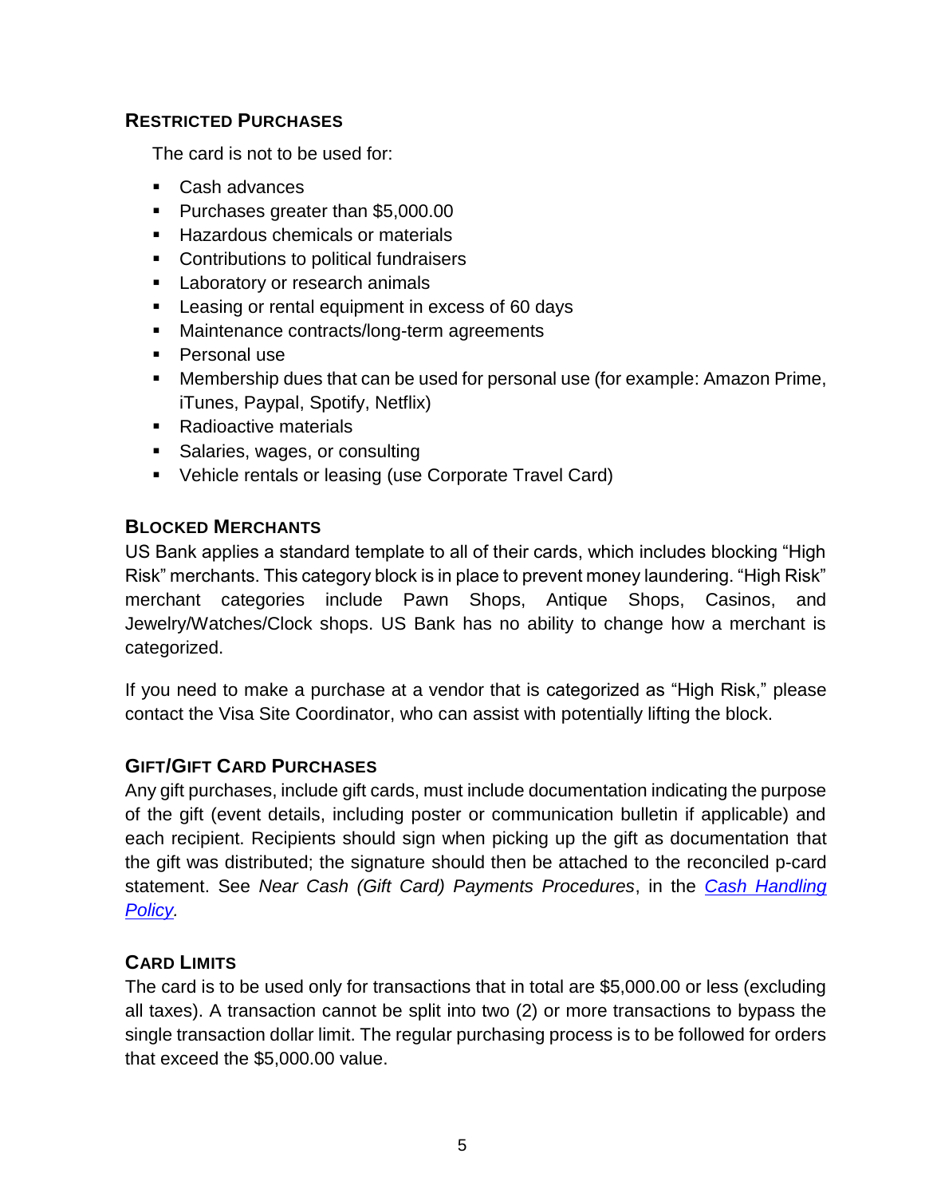### Restricted Purchases

The card is not to be used for:

- Cash advances
- Purchases greater than $5,000.00
- Hazardous chemicals or materials
- Contributions to political fundraisers
- Laboratory or research animals
- Leasing or rental equipment in excess of 60 days
- Maintenance contracts/long-term agreements
- Personal use
- Membership dues that can be used for personal use (for example: Amazon Prime, iTunes, Paypal, Spotify, Netflix)
- Radioactive materials
- Salaries, wages, or consulting
- Vehicle rentals or leasing (use Corporate Travel Card)

### Blocked Merchants

US Bank applies a standard template to all of their cards, which includes blocking "High Risk" merchants. This category block is in place to prevent money laundering. "High Risk" merchant categories include Pawn Shops, Antique Shops, Casinos, and Jewelry/Watches/Clock shops. US Bank has no ability to change how a merchant is categorized.

If you need to make a purchase at a vendor that is categorized as "High Risk," please contact the Visa Site Coordinator, who can assist with potentially lifting the block.

### Gift/Gift Card Purchases

Any gift purchases, include gift cards, must include documentation indicating the purpose of the gift (event details, including poster or communication bulletin if applicable) and each recipient. Recipients should sign when picking up the gift as documentation that the gift was distributed; the signature should then be attached to the reconciled p-card statement. See *Near Cash (Gift Card) Payments Procedures*, in the [*Cash Handling Policy*](#).

### Card Limits

The card is to be used only for transactions that in total are $5,000.00 or less (excluding all taxes). A transaction cannot be split into two (2) or more transactions to bypass the single transaction dollar limit. The regular purchasing process is to be followed for orders that exceed the $5,000.00 value.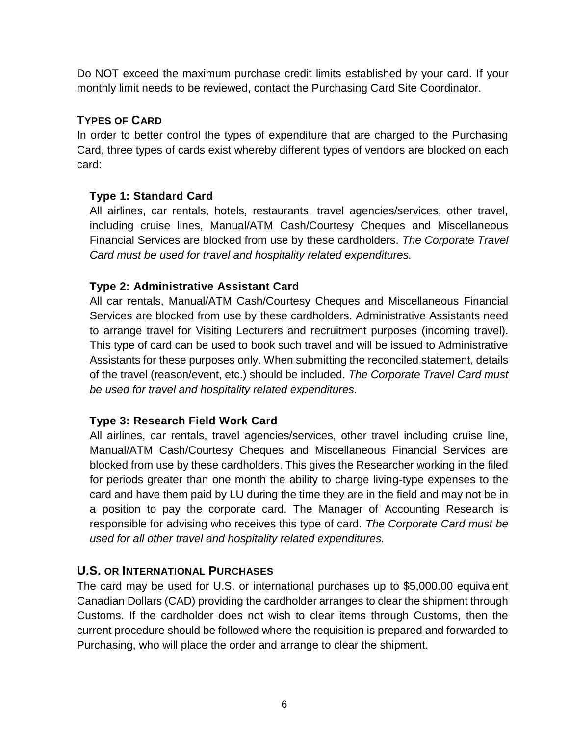Do NOT exceed the maximum purchase credit limits established by your card. If your monthly limit needs to be reviewed, contact the Purchasing Card Site Coordinator.

## TYPES OF CARD

In order to better control the types of expenditure that are charged to the Purchasing Card, three types of cards exist whereby different types of vendors are blocked on each card:

### Type 1: Standard Card

All airlines, car rentals, hotels, restaurants, travel agencies/services, other travel, including cruise lines, Manual/ATM Cash/Courtesy Cheques and Miscellaneous Financial Services are blocked from use by these cardholders. *The Corporate Travel Card must be used for travel and hospitality related expenditures.*

### Type 2: Administrative Assistant Card

All car rentals, Manual/ATM Cash/Courtesy Cheques and Miscellaneous Financial Services are blocked from use by these cardholders. Administrative Assistants need to arrange travel for Visiting Lecturers and recruitment purposes (incoming travel). This type of card can be used to book such travel and will be issued to Administrative Assistants for these purposes only. When submitting the reconciled statement, details of the travel (reason/event, etc.) should be included. *The Corporate Travel Card must be used for travel and hospitality related expenditures.*

### Type 3: Research Field Work Card

All airlines, car rentals, travel agencies/services, other travel including cruise line, Manual/ATM Cash/Courtesy Cheques and Miscellaneous Financial Services are blocked from use by these cardholders. This gives the Researcher working in the filed for periods greater than one month the ability to charge living-type expenses to the card and have them paid by LU during the time they are in the field and may not be in a position to pay the corporate card. The Manager of Accounting Research is responsible for advising who receives this type of card. *The Corporate Card must be used for all other travel and hospitality related expenditures.*

## U.S. OR INTERNATIONAL PURCHASES

The card may be used for U.S. or international purchases up to $5,000.00 equivalent Canadian Dollars (CAD) providing the cardholder arranges to clear the shipment through Customs. If the cardholder does not wish to clear items through Customs, then the current procedure should be followed where the requisition is prepared and forwarded to Purchasing, who will place the order and arrange to clear the shipment.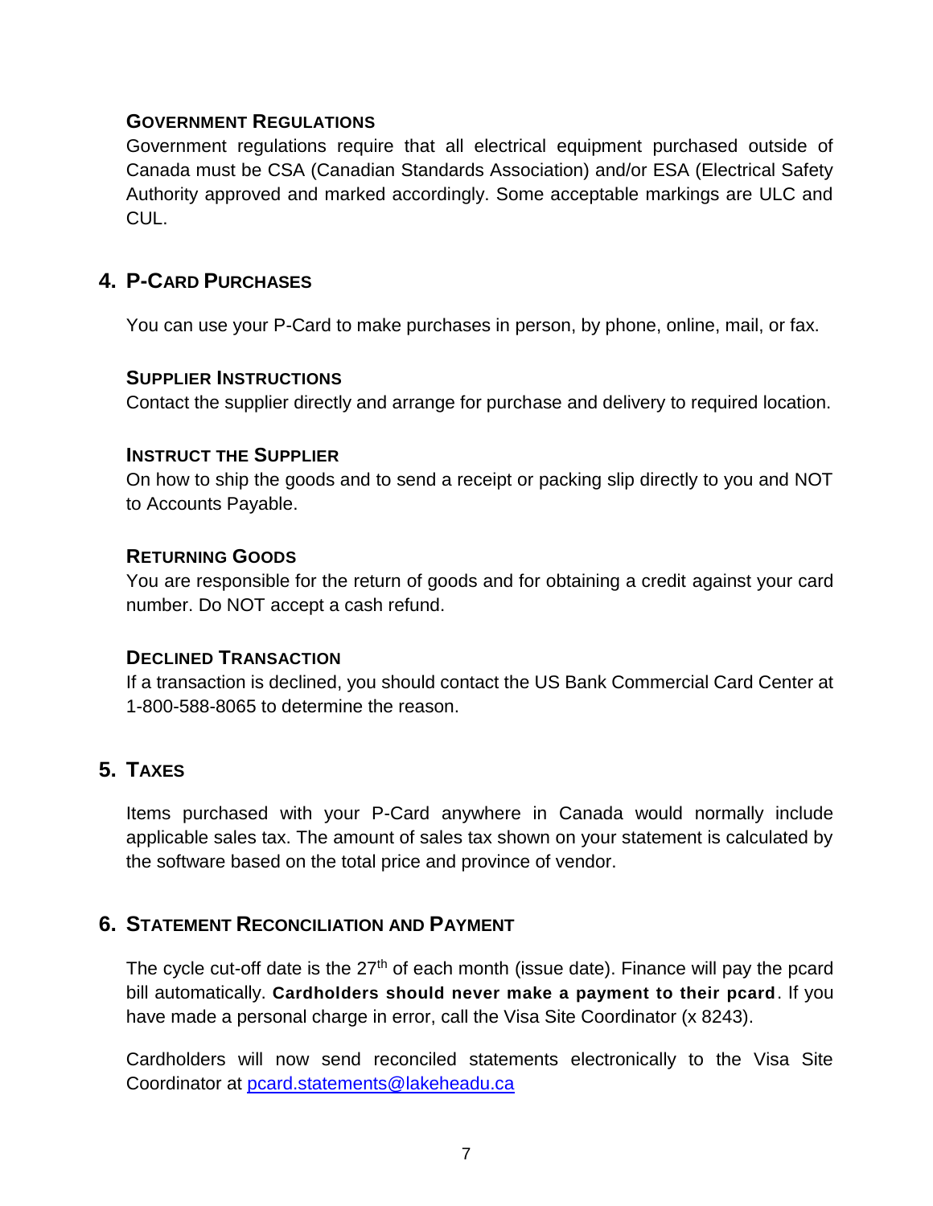### GOVERNMENT REGULATIONS

Government regulations require that all electrical equipment purchased outside of Canada must be CSA (Canadian Standards Association) and/or ESA (Electrical Safety Authority approved and marked accordingly. Some acceptable markings are ULC and CUL.

## 4. P-CARD PURCHASES

You can use your P-Card to make purchases in person, by phone, online, mail, or fax.

### SUPPLIER INSTRUCTIONS

Contact the supplier directly and arrange for purchase and delivery to required location.

### INSTRUCT THE SUPPLIER

On how to ship the goods and to send a receipt or packing slip directly to you and NOT to Accounts Payable.

### RETURNING GOODS

You are responsible for the return of goods and for obtaining a credit against your card number. Do NOT accept a cash refund.

### DECLINED TRANSACTION

If a transaction is declined, you should contact the US Bank Commercial Card Center at 1-800-588-8065 to determine the reason.

## 5. TAXES

Items purchased with your P-Card anywhere in Canada would normally include applicable sales tax. The amount of sales tax shown on your statement is calculated by the software based on the total price and province of vendor.

## 6. STATEMENT RECONCILIATION AND PAYMENT

The cycle cut-off date is the 27th of each month (issue date). Finance will pay the pcard bill automatically. **Cardholders should never make a payment to their pcard**. If you have made a personal charge in error, call the Visa Site Coordinator (x 8243).

Cardholders will now send reconciled statements electronically to the Visa Site Coordinator at pcard.statements@lakeheadu.ca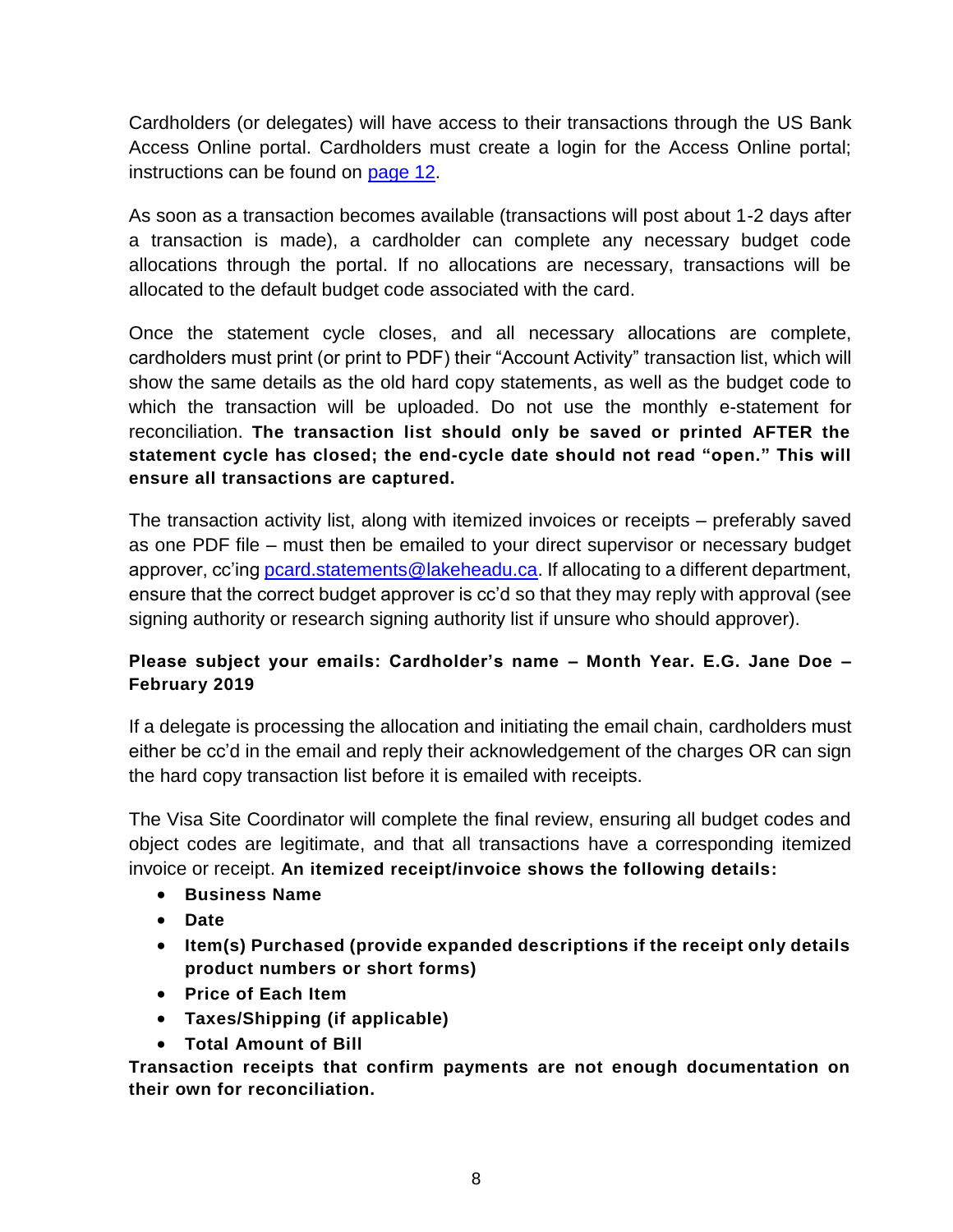Cardholders (or delegates) will have access to their transactions through the US Bank Access Online portal. Cardholders must create a login for the Access Online portal; instructions can be found on [page 12](#).

As soon as a transaction becomes available (transactions will post about 1-2 days after a transaction is made), a cardholder can complete any necessary budget code allocations through the portal. If no allocations are necessary, transactions will be allocated to the default budget code associated with the card.

Once the statement cycle closes, and all necessary allocations are complete, cardholders must print (or print to PDF) their "Account Activity" transaction list, which will show the same details as the old hard copy statements, as well as the budget code to which the transaction will be uploaded. Do not use the monthly e-statement for reconciliation. **The transaction list should only be saved or printed AFTER the statement cycle has closed; the end-cycle date should not read "open." This will ensure all transactions are captured.**

The transaction activity list, along with itemized invoices or receipts – preferably saved as one PDF file – must then be emailed to your direct supervisor or necessary budget approver, cc'ing [pcard.statements@lakeheadu.ca](mailto:pcard.statements@lakeheadu.ca). If allocating to a different department, ensure that the correct budget approver is cc'd so that they may reply with approval (see signing authority or research signing authority list if unsure who should approver).

**Please subject your emails: Cardholder's name – Month Year. E.G. Jane Doe – February 2019**

If a delegate is processing the allocation and initiating the email chain, cardholders must either be cc'd in the email and reply their acknowledgement of the charges OR can sign the hard copy transaction list before it is emailed with receipts.

The Visa Site Coordinator will complete the final review, ensuring all budget codes and object codes are legitimate, and that all transactions have a corresponding itemized invoice or receipt. **An itemized receipt/invoice shows the following details:**

- **Business Name**
- **Date**
- **Item(s) Purchased (provide expanded descriptions if the receipt only details product numbers or short forms)**
- **Price of Each Item**
- **Taxes/Shipping (if applicable)**
- **Total Amount of Bill**

**Transaction receipts that confirm payments are not enough documentation on their own for reconciliation.**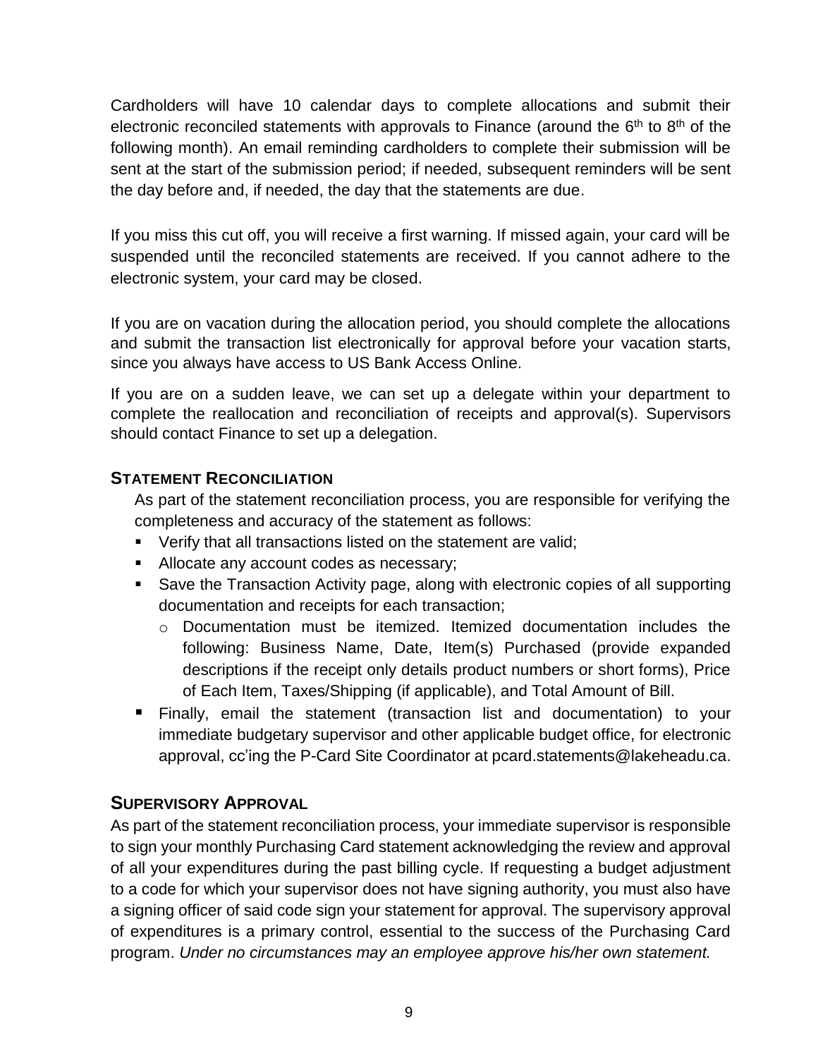Cardholders will have 10 calendar days to complete allocations and submit their electronic reconciled statements with approvals to Finance (around the 6th to 8th of the following month). An email reminding cardholders to complete their submission will be sent at the start of the submission period; if needed, subsequent reminders will be sent the day before and, if needed, the day that the statements are due.

If you miss this cut off, you will receive a first warning. If missed again, your card will be suspended until the reconciled statements are received. If you cannot adhere to the electronic system, your card may be closed.

If you are on vacation during the allocation period, you should complete the allocations and submit the transaction list electronically for approval before your vacation starts, since you always have access to US Bank Access Online.

If you are on a sudden leave, we can set up a delegate within your department to complete the reallocation and reconciliation of receipts and approval(s). Supervisors should contact Finance to set up a delegation.

### STATEMENT RECONCILIATION

As part of the statement reconciliation process, you are responsible for verifying the completeness and accuracy of the statement as follows:

- Verify that all transactions listed on the statement are valid;
- Allocate any account codes as necessary;
- Save the Transaction Activity page, along with electronic copies of all supporting documentation and receipts for each transaction;
  - Documentation must be itemized. Itemized documentation includes the following: Business Name, Date, Item(s) Purchased (provide expanded descriptions if the receipt only details product numbers or short forms), Price of Each Item, Taxes/Shipping (if applicable), and Total Amount of Bill.
- Finally, email the statement (transaction list and documentation) to your immediate budgetary supervisor and other applicable budget office, for electronic approval, cc'ing the P-Card Site Coordinator at pcard.statements@lakeheadu.ca.

## SUPERVISORY APPROVAL

As part of the statement reconciliation process, your immediate supervisor is responsible to sign your monthly Purchasing Card statement acknowledging the review and approval of all your expenditures during the past billing cycle. If requesting a budget adjustment to a code for which your supervisor does not have signing authority, you must also have a signing officer of said code sign your statement for approval. The supervisory approval of expenditures is a primary control, essential to the success of the Purchasing Card program. *Under no circumstances may an employee approve his/her own statement.*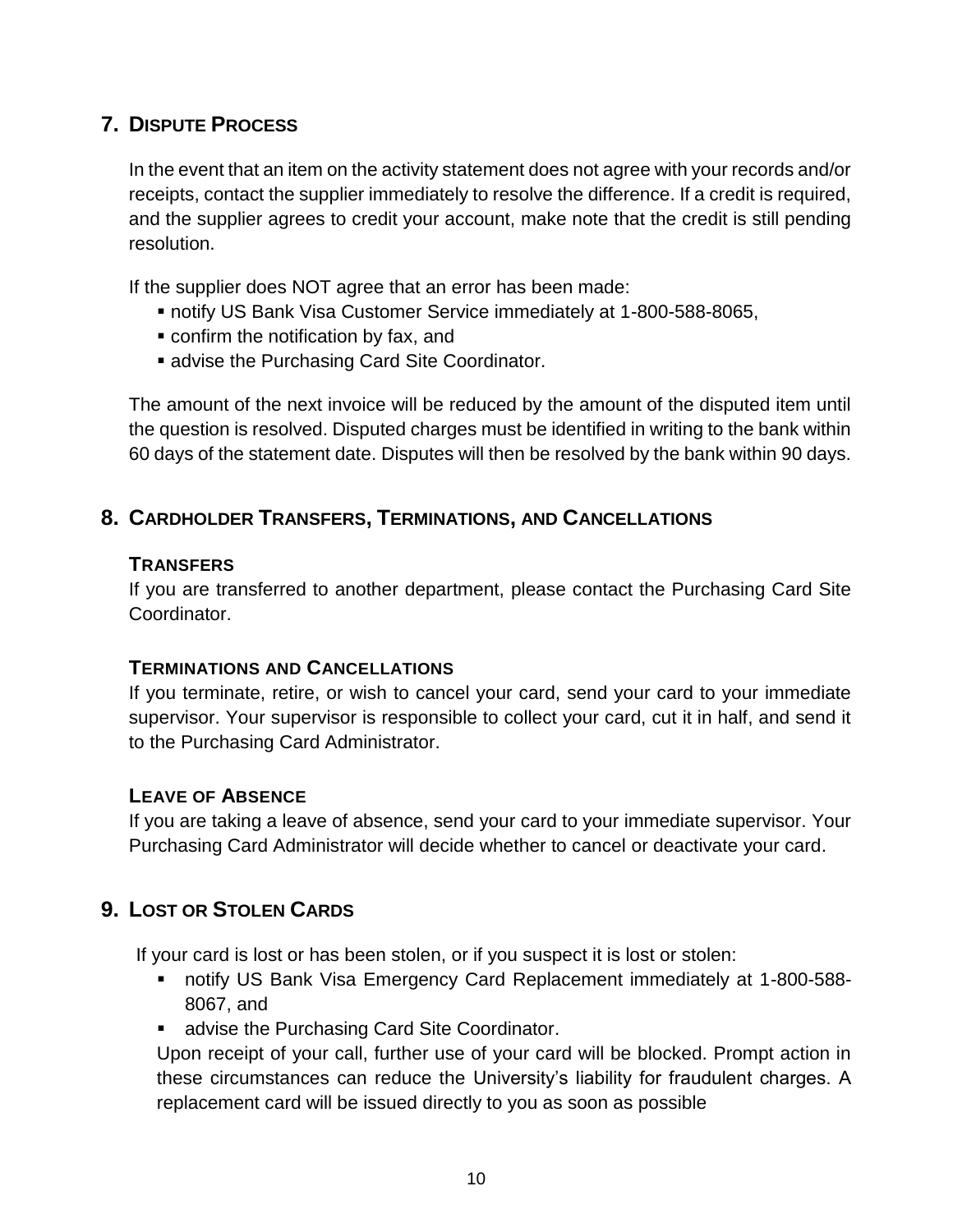## 7. Dispute Process

In the event that an item on the activity statement does not agree with your records and/or receipts, contact the supplier immediately to resolve the difference. If a credit is required, and the supplier agrees to credit your account, make note that the credit is still pending resolution.

If the supplier does NOT agree that an error has been made:

- notify US Bank Visa Customer Service immediately at 1-800-588-8065,
- confirm the notification by fax, and
- advise the Purchasing Card Site Coordinator.

The amount of the next invoice will be reduced by the amount of the disputed item until the question is resolved. Disputed charges must be identified in writing to the bank within 60 days of the statement date. Disputes will then be resolved by the bank within 90 days.

## 8. Cardholder Transfers, Terminations, and Cancellations

### Transfers

If you are transferred to another department, please contact the Purchasing Card Site Coordinator.

### Terminations and Cancellations

If you terminate, retire, or wish to cancel your card, send your card to your immediate supervisor. Your supervisor is responsible to collect your card, cut it in half, and send it to the Purchasing Card Administrator.

### Leave of Absence

If you are taking a leave of absence, send your card to your immediate supervisor. Your Purchasing Card Administrator will decide whether to cancel or deactivate your card.

## 9. Lost or Stolen Cards

If your card is lost or has been stolen, or if you suspect it is lost or stolen:

- notify US Bank Visa Emergency Card Replacement immediately at 1-800-588-8067, and
- advise the Purchasing Card Site Coordinator.

Upon receipt of your call, further use of your card will be blocked. Prompt action in these circumstances can reduce the University's liability for fraudulent charges. A replacement card will be issued directly to you as soon as possible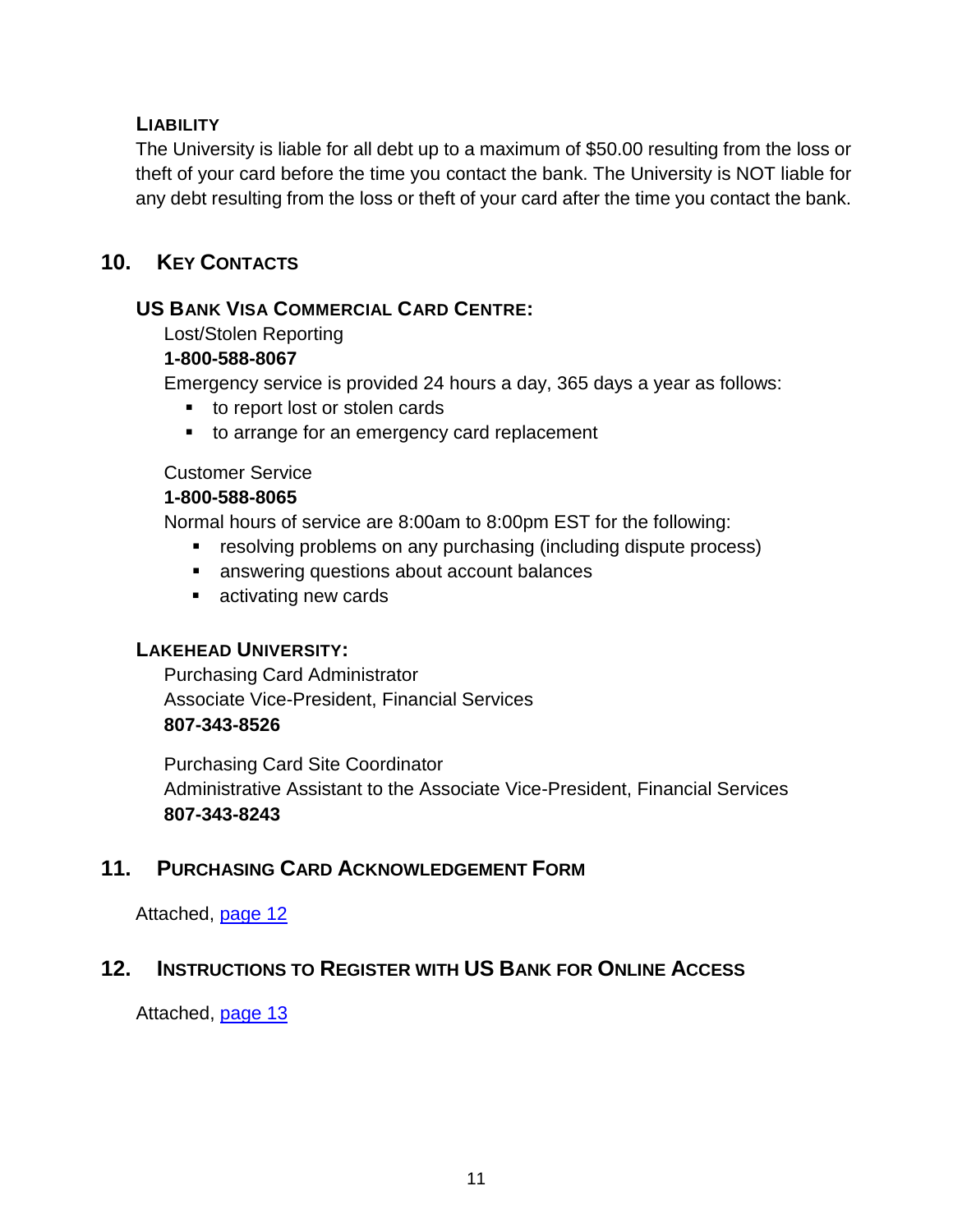### Liability

The University is liable for all debt up to a maximum of $50.00 resulting from the loss or theft of your card before the time you contact the bank. The University is NOT liable for any debt resulting from the loss or theft of your card after the time you contact the bank.

## 10. Key Contacts

### US Bank Visa Commercial Card Centre:

Lost/Stolen Reporting

**1-800-588-8067**

Emergency service is provided 24 hours a day, 365 days a year as follows:

- to report lost or stolen cards
- to arrange for an emergency card replacement

Customer Service

**1-800-588-8065**

Normal hours of service are 8:00am to 8:00pm EST for the following:

- resolving problems on any purchasing (including dispute process)
- answering questions about account balances
- activating new cards

### Lakehead University:

Purchasing Card Administrator
Associate Vice-President, Financial Services
**807-343-8526**

Purchasing Card Site Coordinator
Administrative Assistant to the Associate Vice-President, Financial Services
**807-343-8243**

## 11. Purchasing Card Acknowledgement Form

Attached, page 12

## 12. Instructions to Register with US Bank for Online Access

Attached, page 13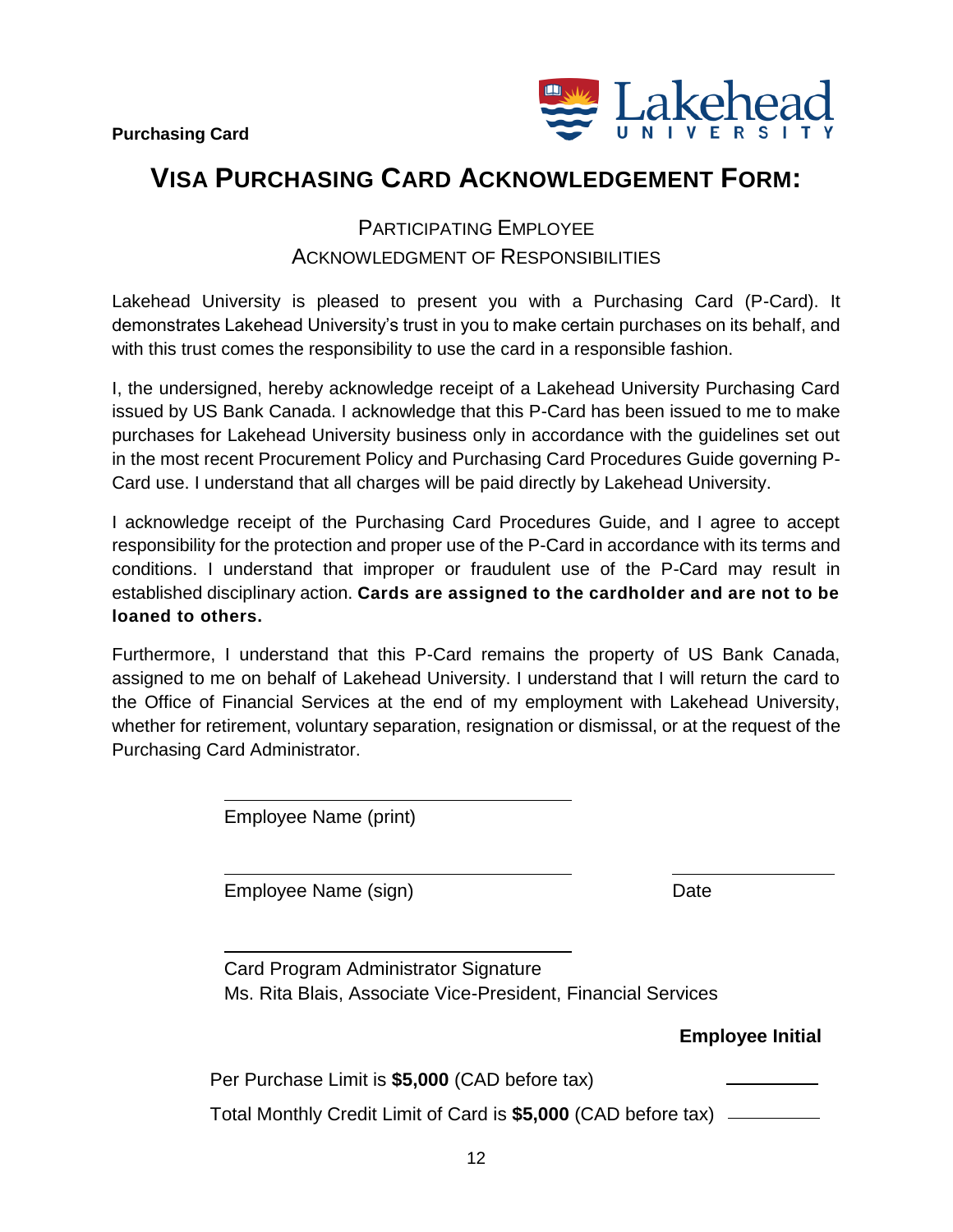**Purchasing Card**

# VISA PURCHASING CARD ACKNOWLEDGEMENT FORM:

## PARTICIPATING EMPLOYEE ACKNOWLEDGMENT OF RESPONSIBILITIES

Lakehead University is pleased to present you with a Purchasing Card (P-Card). It demonstrates Lakehead University's trust in you to make certain purchases on its behalf, and with this trust comes the responsibility to use the card in a responsible fashion.

I, the undersigned, hereby acknowledge receipt of a Lakehead University Purchasing Card issued by US Bank Canada. I acknowledge that this P-Card has been issued to me to make purchases for Lakehead University business only in accordance with the guidelines set out in the most recent Procurement Policy and Purchasing Card Procedures Guide governing P-Card use. I understand that all charges will be paid directly by Lakehead University.

I acknowledge receipt of the Purchasing Card Procedures Guide, and I agree to accept responsibility for the protection and proper use of the P-Card in accordance with its terms and conditions. I understand that improper or fraudulent use of the P-Card may result in established disciplinary action. **Cards are assigned to the cardholder and are not to be loaned to others.**

Furthermore, I understand that this P-Card remains the property of US Bank Canada, assigned to me on behalf of Lakehead University. I understand that I will return the card to the Office of Financial Services at the end of my employment with Lakehead University, whether for retirement, voluntary separation, resignation or dismissal, or at the request of the Purchasing Card Administrator.

______________________________
Employee Name (print)

______________________________ ______________
Employee Name (sign) Date

______________________________
Card Program Administrator Signature
Ms. Rita Blais, Associate Vice-President, Financial Services

**Employee Initial**

Per Purchase Limit is **$5,000** (CAD before tax) __________

Total Monthly Credit Limit of Card is **$5,000** (CAD before tax) __________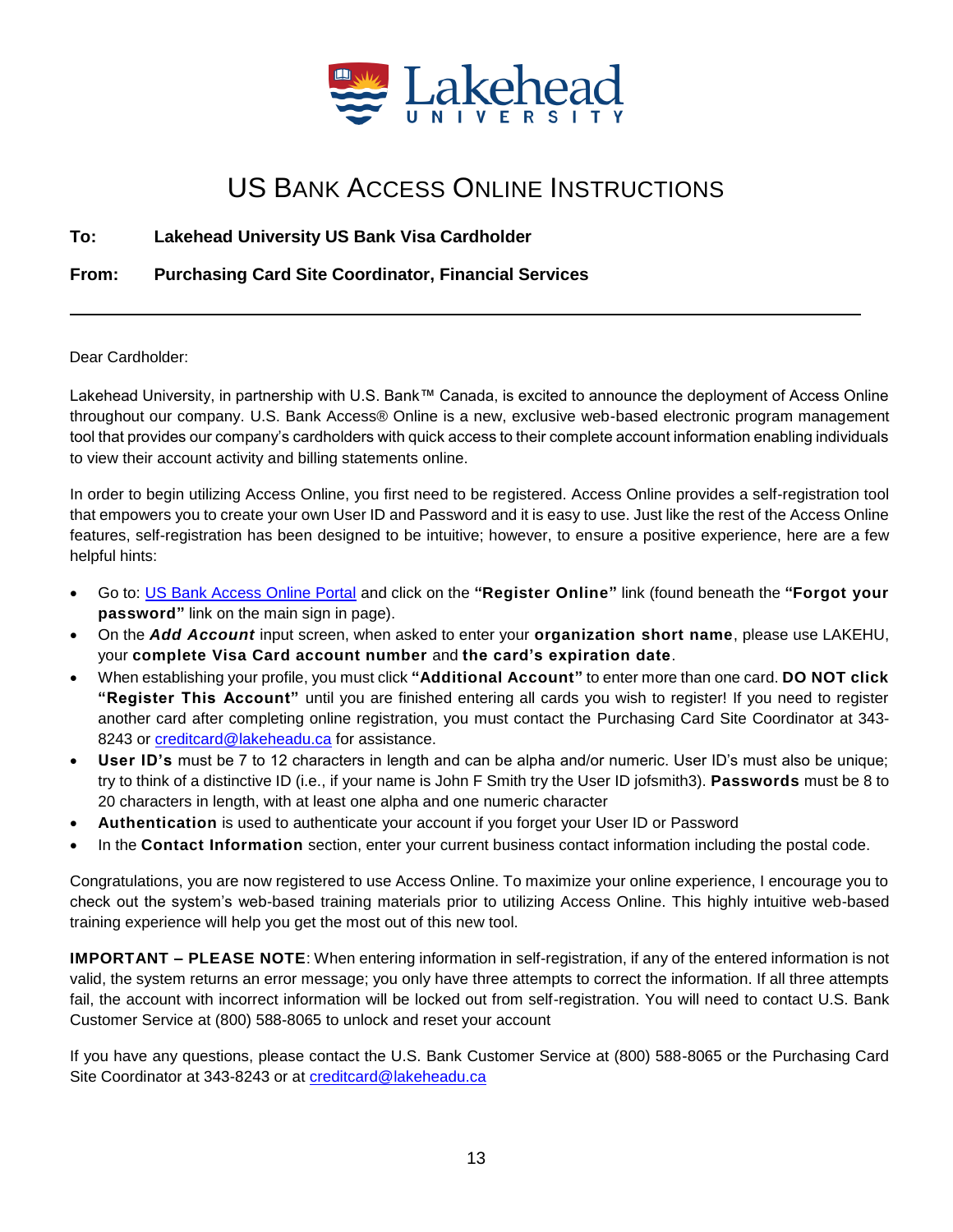# US Bank Access Online Instructions

**To:** **Lakehead University US Bank Visa Cardholder**

**From:** **Purchasing Card Site Coordinator, Financial Services**

---

Dear Cardholder:

Lakehead University, in partnership with U.S. Bank™ Canada, is excited to announce the deployment of Access Online throughout our company. U.S. Bank Access® Online is a new, exclusive web-based electronic program management tool that provides our company's cardholders with quick access to their complete account information enabling individuals to view their account activity and billing statements online.

In order to begin utilizing Access Online, you first need to be registered. Access Online provides a self-registration tool that empowers you to create your own User ID and Password and it is easy to use. Just like the rest of the Access Online features, self-registration has been designed to be intuitive; however, to ensure a positive experience, here are a few helpful hints:

- Go to: US Bank Access Online Portal and click on the **"Register Online"** link (found beneath the **"Forgot your password"** link on the main sign in page).
- On the ***Add Account*** input screen, when asked to enter your **organization short name**, please use LAKEHU, your **complete Visa Card account number** and **the card's expiration date**.
- When establishing your profile, you must click **"Additional Account"** to enter more than one card. **DO NOT click "Register This Account"** until you are finished entering all cards you wish to register! If you need to register another card after completing online registration, you must contact the Purchasing Card Site Coordinator at 343-8243 or creditcard@lakeheadu.ca for assistance.
- **User ID's** must be 7 to 12 characters in length and can be alpha and/or numeric. User ID's must also be unique; try to think of a distinctive ID (i.e., if your name is John F Smith try the User ID jofsmith3). **Passwords** must be 8 to 20 characters in length, with at least one alpha and one numeric character
- **Authentication** is used to authenticate your account if you forget your User ID or Password
- In the **Contact Information** section, enter your current business contact information including the postal code.

Congratulations, you are now registered to use Access Online. To maximize your online experience, I encourage you to check out the system's web-based training materials prior to utilizing Access Online. This highly intuitive web-based training experience will help you get the most out of this new tool.

**IMPORTANT – PLEASE NOTE**: When entering information in self-registration, if any of the entered information is not valid, the system returns an error message; you only have three attempts to correct the information. If all three attempts fail, the account with incorrect information will be locked out from self-registration. You will need to contact U.S. Bank Customer Service at (800) 588-8065 to unlock and reset your account

If you have any questions, please contact the U.S. Bank Customer Service at (800) 588-8065 or the Purchasing Card Site Coordinator at 343-8243 or at creditcard@lakeheadu.ca